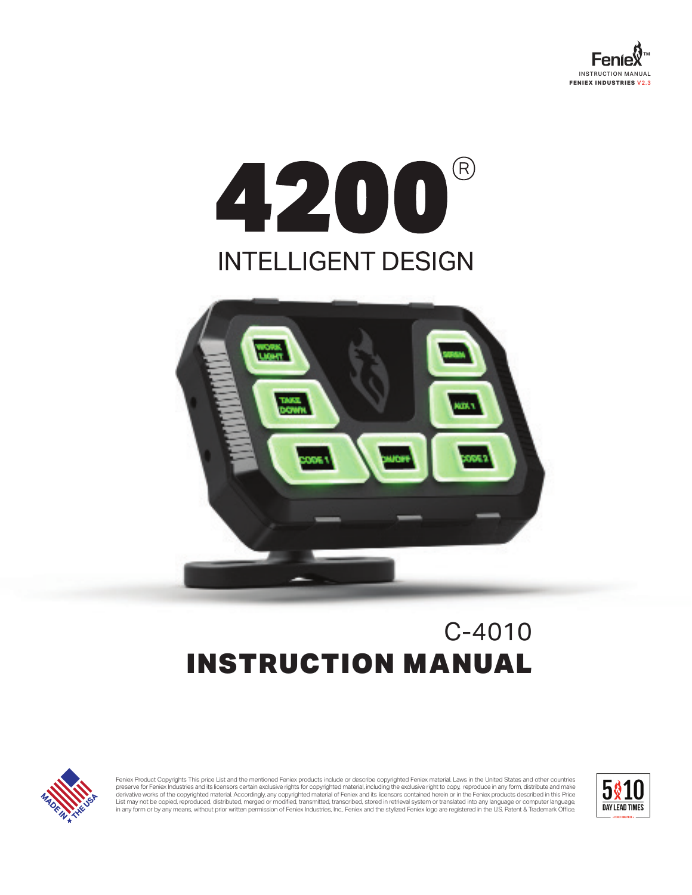Feniex™
INSTRUCTION MANUAL
FENIEX INDUSTRIES V2.3

# 4200®

## INTELLIGENT DESIGN

C-4010

# INSTRUCTION MANUAL

Feniex Product Copyrights This price List and the mentioned Feniex products include or describe copyrighted Feniex material. Laws in the United States and other countries preserve for Feniex Industries and its licensors certain exclusive rights for copyrighted material, including the exclusive right to copy, reproduce in any form, distribute and make derivative works of the copyrighted material. Accordingly, any copyrighted material of Feniex and its licensors contained herein or in the Feniex products described in this Price List may not be copied, reproduced, distributed, merged or modified, transmitted, transcribed, stored in retrieval system or translated into any language or computer language, in any form or by any means, without prior written permission of Feniex Industries, Inc.. Feniex and the stylized Feniex logo are registered in the U.S. Patent & Trademark Office.

MADE IN THE USA

5 10 DAY LEAD TIMES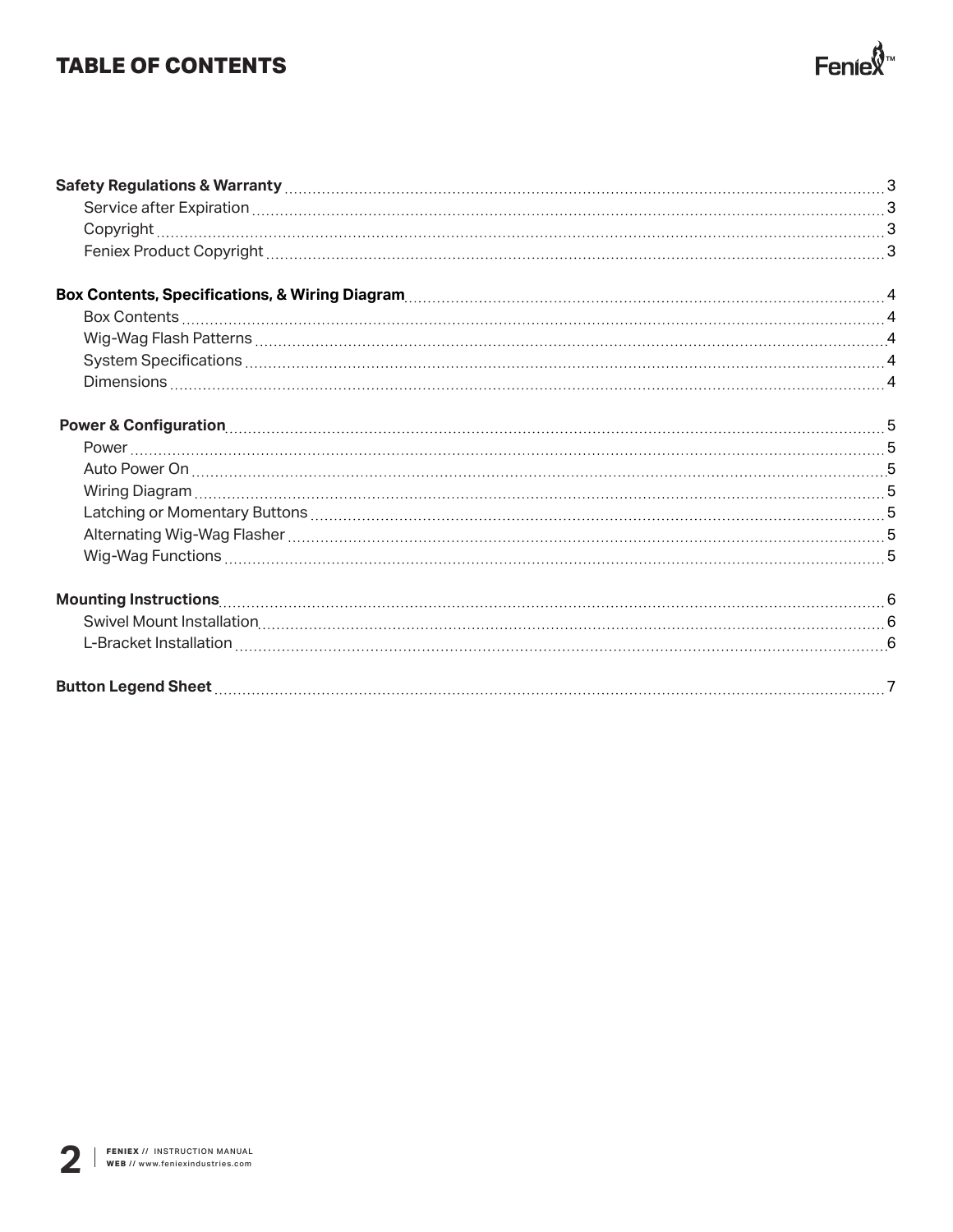# TABLE OF CONTENTS

**Safety Regulations & Warranty** ........ 3
- Service after Expiration ........ 3
- Copyright ........ 3
- Feniex Product Copyright ........ 3

**Box Contents, Specifications, & Wiring Diagram** ........ 4
- Box Contents ........ 4
- Wig-Wag Flash Patterns ........ 4
- System Specifications ........ 4
- Dimensions ........ 4

**Power & Configuration** ........ 5
- Power ........ 5
- Auto Power On ........ 5
- Wiring Diagram ........ 5
- Latching or Momentary Buttons ........ 5
- Alternating Wig-Wag Flasher ........ 5
- Wig-Wag Functions ........ 5

**Mounting Instructions** ........ 6
- Swivel Mount Installation ........ 6
- L-Bracket Installation ........ 6

**Button Legend Sheet** ........ 7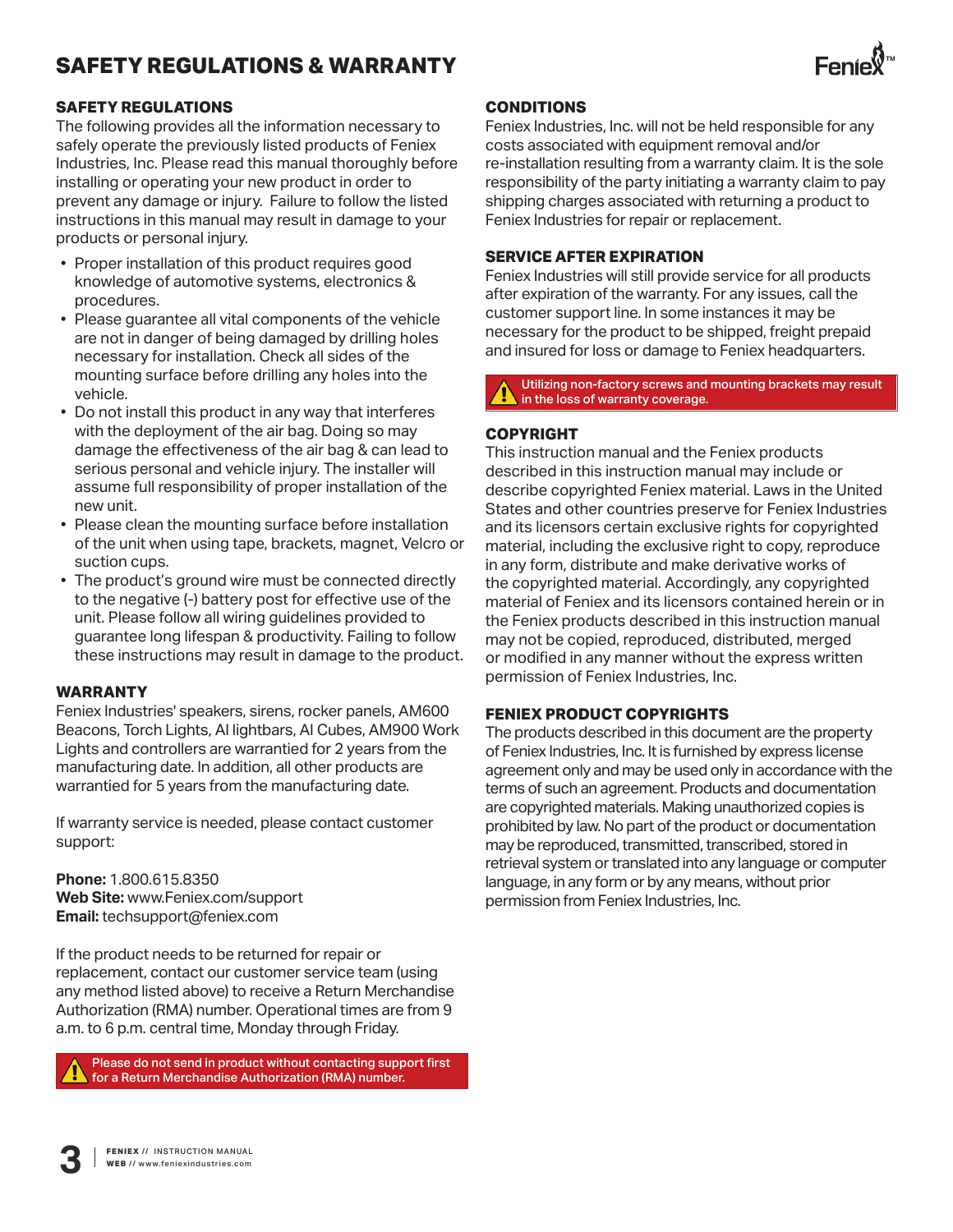# SAFETY REGULATIONS & WARRANTY

## SAFETY REGULATIONS

The following provides all the information necessary to safely operate the previously listed products of Feniex Industries, Inc. Please read this manual thoroughly before installing or operating your new product in order to prevent any damage or injury. Failure to follow the listed instructions in this manual may result in damage to your products or personal injury.

- Proper installation of this product requires good knowledge of automotive systems, electronics & procedures.
- Please guarantee all vital components of the vehicle are not in danger of being damaged by drilling holes necessary for installation. Check all sides of the mounting surface before drilling any holes into the vehicle.
- Do not install this product in any way that interferes with the deployment of the air bag. Doing so may damage the effectiveness of the air bag & can lead to serious personal and vehicle injury. The installer will assume full responsibility of proper installation of the new unit.
- Please clean the mounting surface before installation of the unit when using tape, brackets, magnet, Velcro or suction cups.
- The product's ground wire must be connected directly to the negative (-) battery post for effective use of the unit. Please follow all wiring guidelines provided to guarantee long lifespan & productivity. Failing to follow these instructions may result in damage to the product.

## WARRANTY

Feniex Industries' speakers, sirens, rocker panels, AM600 Beacons, Torch Lights, AI lightbars, AI Cubes, AM900 Work Lights and controllers are warrantied for 2 years from the manufacturing date. In addition, all other products are warrantied for 5 years from the manufacturing date.

If warranty service is needed, please contact customer support:

**Phone:** 1.800.615.8350
**Web Site:** www.Feniex.com/support
**Email:** techsupport@feniex.com

If the product needs to be returned for repair or replacement, contact our customer service team (using any method listed above) to receive a Return Merchandise Authorization (RMA) number. Operational times are from 9 a.m. to 6 p.m. central time, Monday through Friday.

⚠ Please do not send in product without contacting support first for a Return Merchandise Authorization (RMA) number.

## CONDITIONS

Feniex Industries, Inc. will not be held responsible for any costs associated with equipment removal and/or re-installation resulting from a warranty claim. It is the sole responsibility of the party initiating a warranty claim to pay shipping charges associated with returning a product to Feniex Industries for repair or replacement.

## SERVICE AFTER EXPIRATION

Feniex Industries will still provide service for all products after expiration of the warranty. For any issues, call the customer support line. In some instances it may be necessary for the product to be shipped, freight prepaid and insured for loss or damage to Feniex headquarters.

⚠ Utilizing non-factory screws and mounting brackets may result in the loss of warranty coverage.

## COPYRIGHT

This instruction manual and the Feniex products described in this instruction manual may include or describe copyrighted Feniex material. Laws in the United States and other countries preserve for Feniex Industries and its licensors certain exclusive rights for copyrighted material, including the exclusive right to copy, reproduce in any form, distribute and make derivative works of the copyrighted material. Accordingly, any copyrighted material of Feniex and its licensors contained herein or in the Feniex products described in this instruction manual may not be copied, reproduced, distributed, merged or modified in any manner without the express written permission of Feniex Industries, Inc.

## FENIEX PRODUCT COPYRIGHTS

The products described in this document are the property of Feniex Industries, Inc. It is furnished by express license agreement only and may be used only in accordance with the terms of such an agreement. Products and documentation are copyrighted materials. Making unauthorized copies is prohibited by law. No part of the product or documentation may be reproduced, transmitted, transcribed, stored in retrieval system or translated into any language or computer language, in any form or by any means, without prior permission from Feniex Industries, Inc.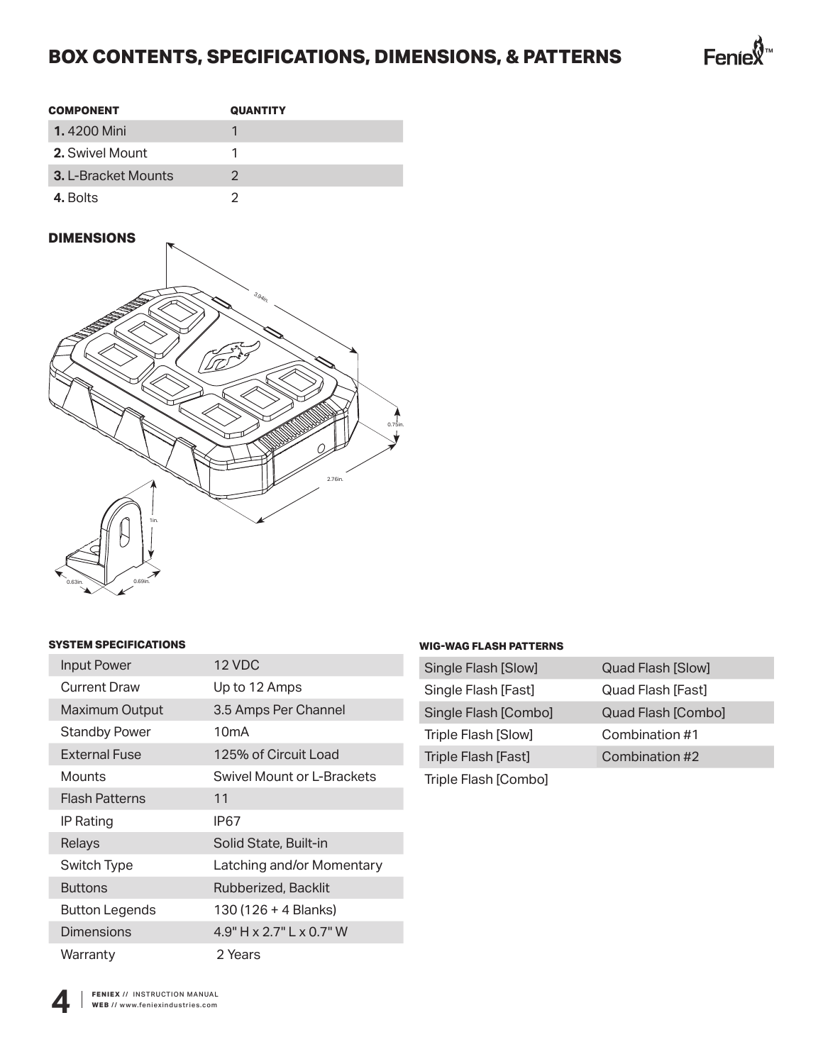# BOX CONTENTS, SPECIFICATIONS, DIMENSIONS, & PATTERNS

| COMPONENT | QUANTITY |
|---|---|
| **1.** 4200 Mini | 1 |
| **2.** Swivel Mount | 1 |
| **3.** L-Bracket Mounts | 2 |
| **4.** Bolts | 2 |

## DIMENSIONS

3.94in.

0.75in.

2.76in.

1in.

0.63in.

0.69in.

### SYSTEM SPECIFICATIONS

| | |
|---|---|
| Input Power | 12 VDC |
| Current Draw | Up to 12 Amps |
| Maximum Output | 3.5 Amps Per Channel |
| Standby Power | 10mA |
| External Fuse | 125% of Circuit Load |
| Mounts | Swivel Mount or L-Brackets |
| Flash Patterns | 11 |
| IP Rating | IP67 |
| Relays | Solid State, Built-in |
| Switch Type | Latching and/or Momentary |
| Buttons | Rubberized, Backlit |
| Button Legends | 130 (126 + 4 Blanks) |
| Dimensions | 4.9" H x 2.7" L x 0.7" W |
| Warranty | 2 Years |

### WIG-WAG FLASH PATTERNS

| | |
|---|---|
| Single Flash [Slow] | Quad Flash [Slow] |
| Single Flash [Fast] | Quad Flash [Fast] |
| Single Flash [Combo] | Quad Flash [Combo] |
| Triple Flash [Slow] | Combination #1 |
| Triple Flash [Fast] | Combination #2 |
| Triple Flash [Combo] | |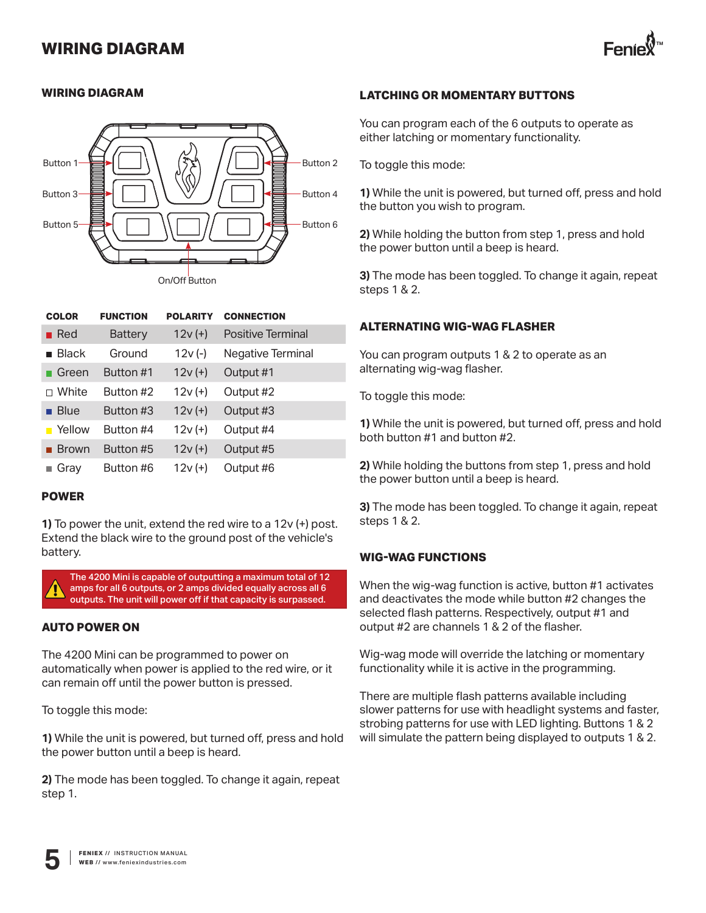# WIRING DIAGRAM

## WIRING DIAGRAM

Button 1 — Button 2
Button 3 — Button 4
Button 5 — Button 6
On/Off Button

| COLOR | FUNCTION | POLARITY | CONNECTION |
|---|---|---|---|
| Red | Battery | 12v (+) | Positive Terminal |
| Black | Ground | 12v (-) | Negative Terminal |
| Green | Button #1 | 12v (+) | Output #1 |
| White | Button #2 | 12v (+) | Output #2 |
| Blue | Button #3 | 12v (+) | Output #3 |
| Yellow | Button #4 | 12v (+) | Output #4 |
| Brown | Button #5 | 12v (+) | Output #5 |
| Gray | Button #6 | 12v (+) | Output #6 |

## POWER

**1)** To power the unit, extend the red wire to a 12v (+) post. Extend the black wire to the ground post of the vehicle's battery.

> ⚠ The 4200 Mini is capable of outputting a maximum total of 12 amps for all 6 outputs, or 2 amps divided equally across all 6 outputs. The unit will power off if that capacity is surpassed.

## AUTO POWER ON

The 4200 Mini can be programmed to power on automatically when power is applied to the red wire, or it can remain off until the power button is pressed.

To toggle this mode:

**1)** While the unit is powered, but turned off, press and hold the power button until a beep is heard.

**2)** The mode has been toggled. To change it again, repeat step 1.

## LATCHING OR MOMENTARY BUTTONS

You can program each of the 6 outputs to operate as either latching or momentary functionality.

To toggle this mode:

**1)** While the unit is powered, but turned off, press and hold the button you wish to program.

**2)** While holding the button from step 1, press and hold the power button until a beep is heard.

**3)** The mode has been toggled. To change it again, repeat steps 1 & 2.

## ALTERNATING WIG-WAG FLASHER

You can program outputs 1 & 2 to operate as an alternating wig-wag flasher.

To toggle this mode:

**1)** While the unit is powered, but turned off, press and hold both button #1 and button #2.

**2)** While holding the buttons from step 1, press and hold the power button until a beep is heard.

**3)** The mode has been toggled. To change it again, repeat steps 1 & 2.

## WIG-WAG FUNCTIONS

When the wig-wag function is active, button #1 activates and deactivates the mode while button #2 changes the selected flash patterns. Respectively, output #1 and output #2 are channels 1 & 2 of the flasher.

Wig-wag mode will override the latching or momentary functionality while it is active in the programming.

There are multiple flash patterns available including slower patterns for use with headlight systems and faster, strobing patterns for use with LED lighting. Buttons 1 & 2 will simulate the pattern being displayed to outputs 1 & 2.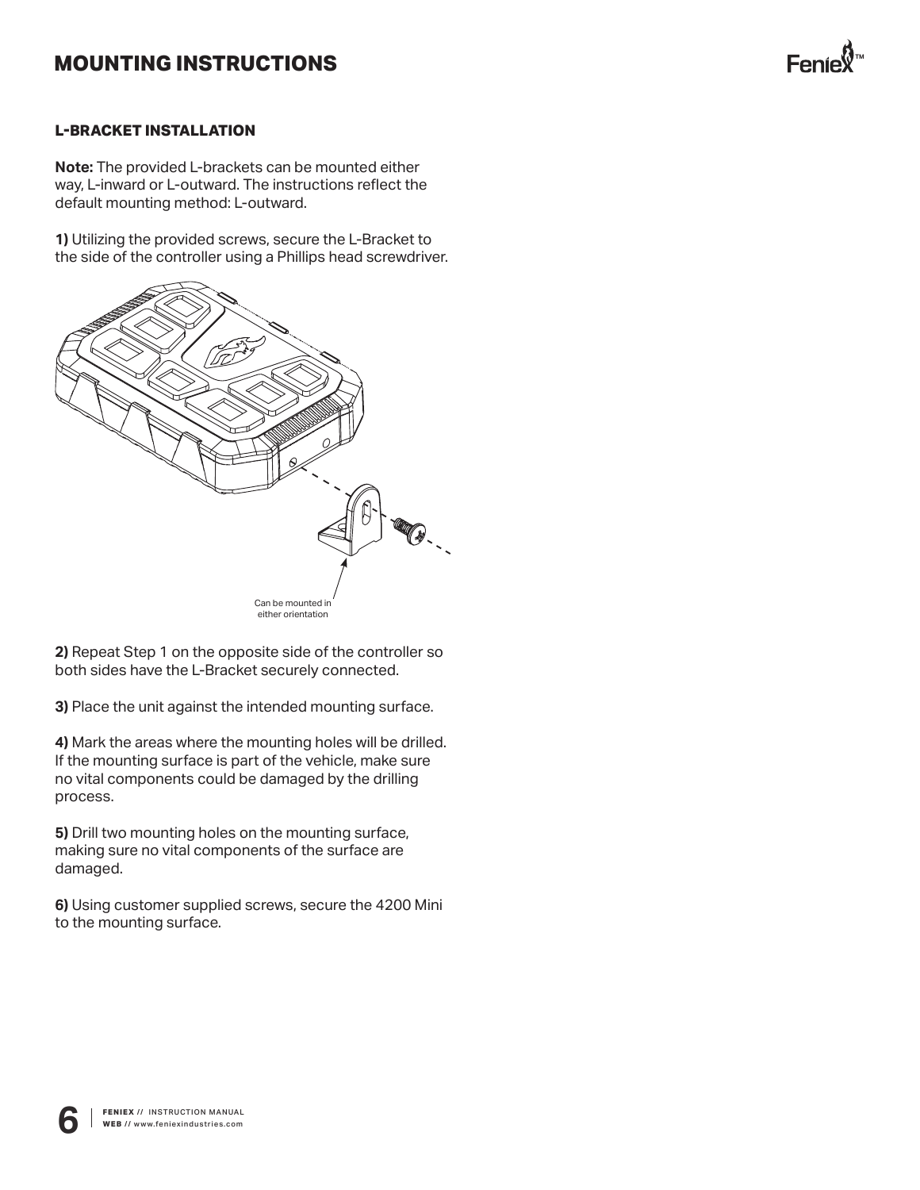# MOUNTING INSTRUCTIONS

### L-BRACKET INSTALLATION

**Note:** The provided L-brackets can be mounted either way, L-inward or L-outward. The instructions reflect the default mounting method: L-outward.

**1)** Utilizing the provided screws, secure the L-Bracket to the side of the controller using a Phillips head screwdriver.

Can be mounted in either orientation

**2)** Repeat Step 1 on the opposite side of the controller so both sides have the L-Bracket securely connected.

**3)** Place the unit against the intended mounting surface.

**4)** Mark the areas where the mounting holes will be drilled. If the mounting surface is part of the vehicle, make sure no vital components could be damaged by the drilling process.

**5)** Drill two mounting holes on the mounting surface, making sure no vital components of the surface are damaged.

**6)** Using customer supplied screws, secure the 4200 Mini to the mounting surface.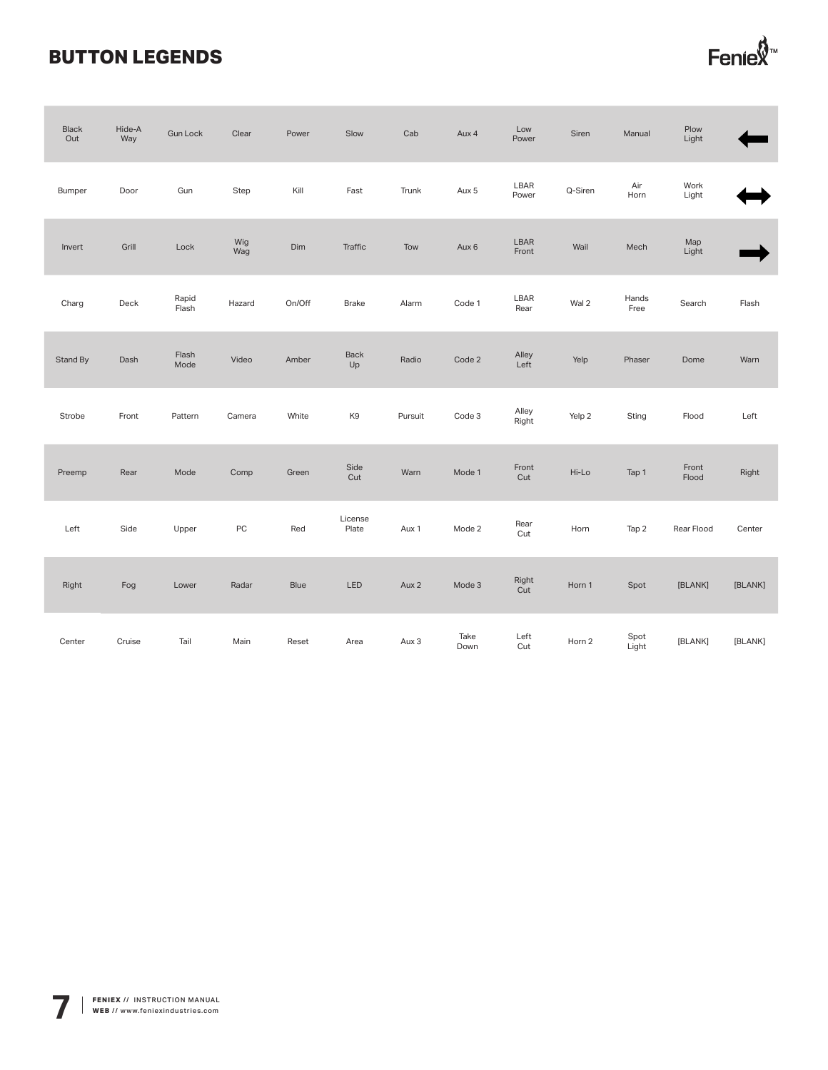# BUTTON LEGENDS

| | | | | | | | | | | | | |
|---|---|---|---|---|---|---|---|---|---|---|---|---|
| Black Out | Hide-A Way | Gun Lock | Clear | Power | Slow | Cab | Aux 4 | Low Power | Siren | Manual | Plow Light | ⬅ |
| Bumper | Door | Gun | Step | Kill | Fast | Trunk | Aux 5 | LBAR Power | Q-Siren | Air Horn | Work Light | ⬌ |
| Invert | Grill | Lock | Wig Wag | Dim | Traffic | Tow | Aux 6 | LBAR Front | Wail | Mech | Map Light | ➡ |
| Charg | Deck | Rapid Flash | Hazard | On/Off | Brake | Alarm | Code 1 | LBAR Rear | Wal 2 | Hands Free | Search | Flash |
| Stand By | Dash | Flash Mode | Video | Amber | Back Up | Radio | Code 2 | Alley Left | Yelp | Phaser | Dome | Warn |
| Strobe | Front | Pattern | Camera | White | K9 | Pursuit | Code 3 | Alley Right | Yelp 2 | Sting | Flood | Left |
| Preemp | Rear | Mode | Comp | Green | Side Cut | Warn | Mode 1 | Front Cut | Hi-Lo | Tap 1 | Front Flood | Right |
| Left | Side | Upper | PC | Red | License Plate | Aux 1 | Mode 2 | Rear Cut | Horn | Tap 2 | Rear Flood | Center |
| Right | Fog | Lower | Radar | Blue | LED | Aux 2 | Mode 3 | Right Cut | Horn 1 | Spot | [BLANK] | [BLANK] |
| Center | Cruise | Tail | Main | Reset | Area | Aux 3 | Take Down | Left Cut | Horn 2 | Spot Light | [BLANK] | [BLANK] |